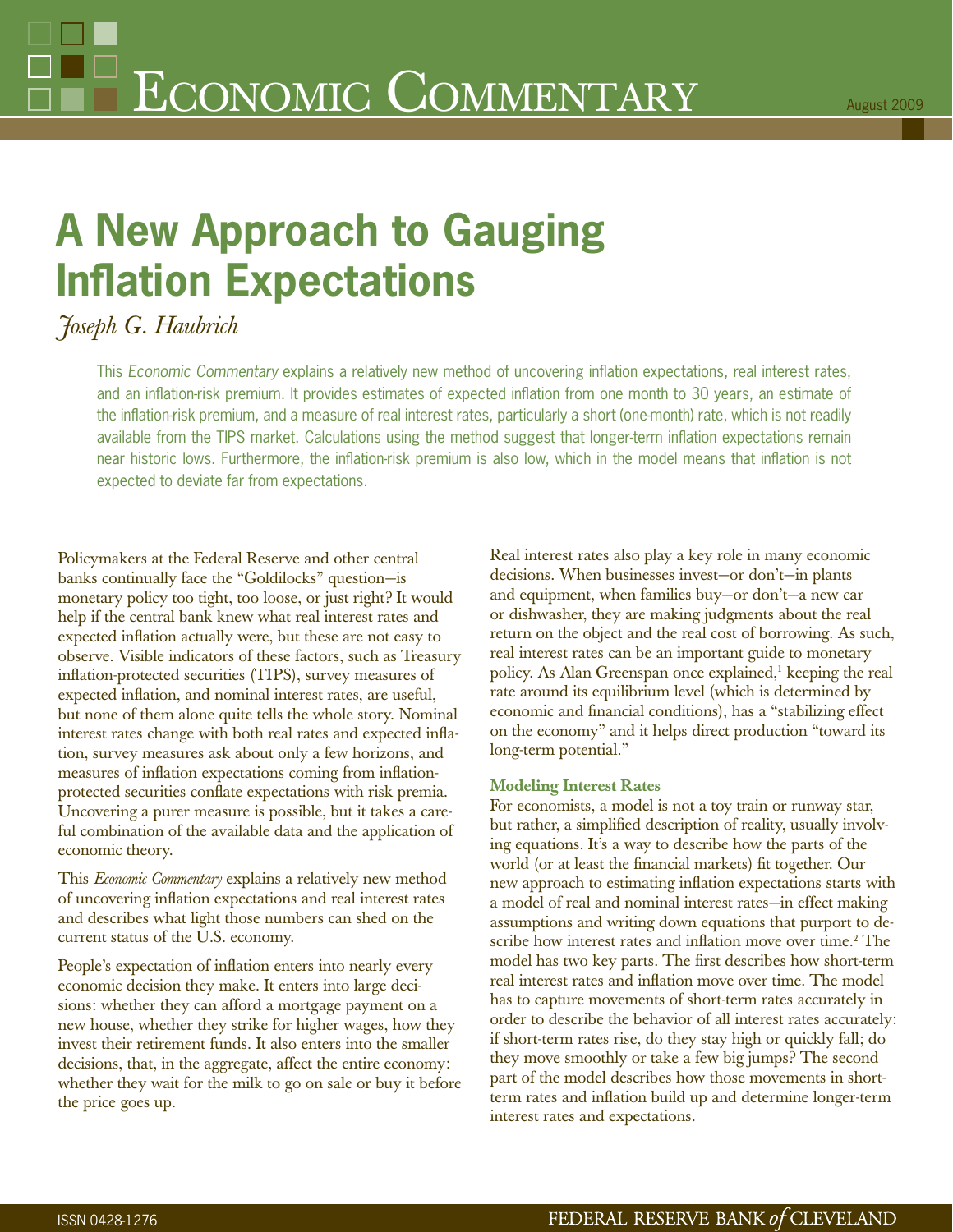# Economic Commentary

August 2009

## A New Approach to Gauging Inflation Expectations

*Joseph G. Haubrich*

This *Economic Commentary* explains a relatively new method of uncovering inflation expectations, real interest rates, and an inflation-risk premium. It provides estimates of expected inflation from one month to 30 years, an estimate of the inflation-risk premium, and a measure of real interest rates, particularly a short (one-month) rate, which is not readily available from the TIPS market. Calculations using the method suggest that longer-term inflation expectations remain near historic lows. Furthermore, the inflation-risk premium is also low, which in the model means that inflation is not expected to deviate far from expectations.

Policymakers at the Federal Reserve and other central banks continually face the "Goldilocks" question—is monetary policy too tight, too loose, or just right? It would help if the central bank knew what real interest rates and expected inflation actually were, but these are not easy to observe. Visible indicators of these factors, such as Treasury inflation-protected securities (TIPS), survey measures of expected inflation, and nominal interest rates, are useful, but none of them alone quite tells the whole story. Nominal interest rates change with both real rates and expected inflation, survey measures ask about only a few horizons, and measures of inflation expectations coming from inflation-protected securities conflate expectations with risk premia. Uncovering a purer measure is possible, but it takes a careful combination of the available data and the application of economic theory.

This *Economic Commentary* explains a relatively new method of uncovering inflation expectations and real interest rates and describes what light those numbers can shed on the current status of the U.S. economy.

People's expectation of inflation enters into nearly every economic decision they make. It enters into large decisions: whether they can afford a mortgage payment on a new house, whether they strike for higher wages, how they invest their retirement funds. It also enters into the smaller decisions, that, in the aggregate, affect the entire economy: whether they wait for the milk to go on sale or buy it before the price goes up.

Real interest rates also play a key role in many economic decisions. When businesses invest—or don't—in plants and equipment, when families buy—or don't—a new car or dishwasher, they are making judgments about the real return on the object and the real cost of borrowing. As such, real interest rates can be an important guide to monetary policy. As Alan Greenspan once explained,[1] keeping the real rate around its equilibrium level (which is determined by economic and financial conditions), has a "stabilizing effect on the economy" and it helps direct production "toward its long-term potential."

### Modeling Interest Rates

For economists, a model is not a toy train or runway star, but rather, a simplified description of reality, usually involving equations. It's a way to describe how the parts of the world (or at least the financial markets) fit together. Our new approach to estimating inflation expectations starts with a model of real and nominal interest rates—in effect making assumptions and writing down equations that purport to describe how interest rates and inflation move over time.[2] The model has two key parts. The first describes how short-term real interest rates and inflation move over time. The model has to capture movements of short-term rates accurately in order to describe the behavior of all interest rates accurately: if short-term rates rise, do they stay high or quickly fall; do they move smoothly or take a few big jumps? The second part of the model describes how those movements in short-term rates and inflation build up and determine longer-term interest rates and expectations.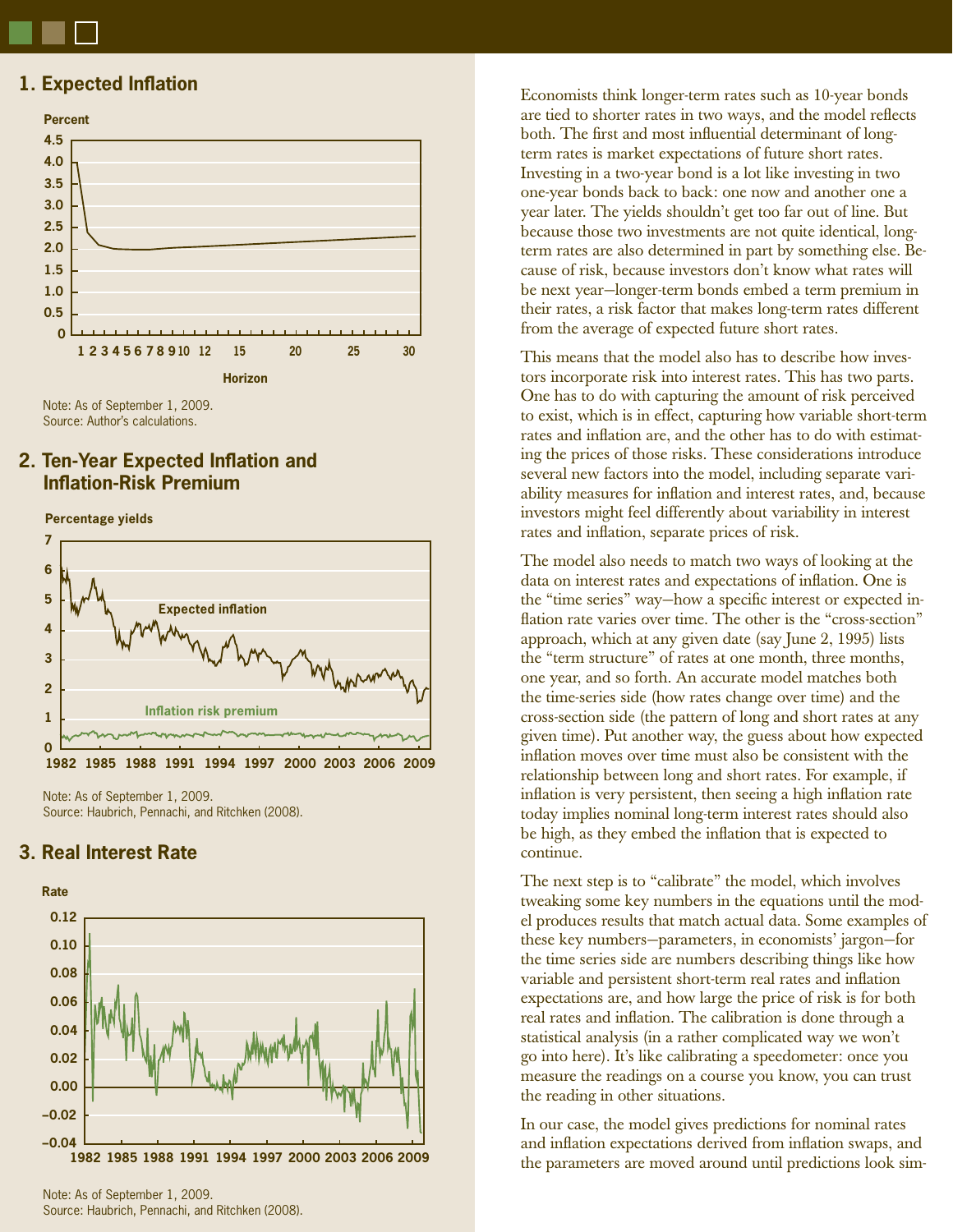## 1. Expected Inflation

Note: As of September 1, 2009.
Source: Author's calculations.

## 2. Ten-Year Expected Inflation and Inflation-Risk Premium

Note: As of September 1, 2009.
Source: Haubrich, Pennachi, and Ritchken (2008).

## 3. Real Interest Rate

Note: As of September 1, 2009.
Source: Haubrich, Pennachi, and Ritchken (2008).

Economists think longer-term rates such as 10-year bonds are tied to shorter rates in two ways, and the model reflects both. The first and most influential determinant of long-term rates is market expectations of future short rates. Investing in a two-year bond is a lot like investing in two one-year bonds back to back: one now and another one a year later. The yields shouldn't get too far out of line. But because those two investments are not quite identical, long-term rates are also determined in part by something else. Because of risk, because investors don't know what rates will be next year—longer-term bonds embed a term premium in their rates, a risk factor that makes long-term rates different from the average of expected future short rates.

This means that the model also has to describe how investors incorporate risk into interest rates. This has two parts. One has to do with capturing the amount of risk perceived to exist, which is in effect, capturing how variable short-term rates and inflation are, and the other has to do with estimating the prices of those risks. These considerations introduce several new factors into the model, including separate variability measures for inflation and interest rates, and, because investors might feel differently about variability in interest rates and inflation, separate prices of risk.

The model also needs to match two ways of looking at the data on interest rates and expectations of inflation. One is the "time series" way—how a specific interest or expected inflation rate varies over time. The other is the "cross-section" approach, which at any given date (say June 2, 1995) lists the "term structure" of rates at one month, three months, one year, and so forth. An accurate model matches both the time-series side (how rates change over time) and the cross-section side (the pattern of long and short rates at any given time). Put another way, the guess about how expected inflation moves over time must also be consistent with the relationship between long and short rates. For example, if inflation is very persistent, then seeing a high inflation rate today implies nominal long-term interest rates should also be high, as they embed the inflation that is expected to continue.

The next step is to "calibrate" the model, which involves tweaking some key numbers in the equations until the model produces results that match actual data. Some examples of these key numbers—parameters, in economists' jargon—for the time series side are numbers describing things like how variable and persistent short-term real rates and inflation expectations are, and how large the price of risk is for both real rates and inflation. The calibration is done through a statistical analysis (in a rather complicated way we won't go into here). It's like calibrating a speedometer: once you measure the readings on a course you know, you can trust the reading in other situations.

In our case, the model gives predictions for nominal rates and inflation expectations derived from inflation swaps, and the parameters are moved around until predictions look sim-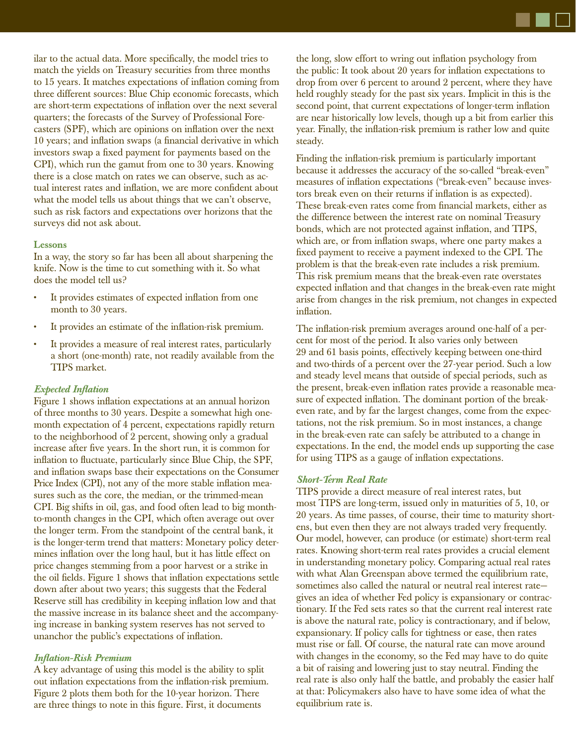ilar to the actual data. More specifically, the model tries to match the yields on Treasury securities from three months to 15 years. It matches expectations of inflation coming from three different sources: Blue Chip economic forecasts, which are short-term expectations of inflation over the next several quarters; the forecasts of the Survey of Professional Forecasters (SPF), which are opinions on inflation over the next 10 years; and inflation swaps (a financial derivative in which investors swap a fixed payment for payments based on the CPI), which run the gamut from one to 30 years. Knowing there is a close match on rates we can observe, such as actual interest rates and inflation, we are more confident about what the model tells us about things that we can't observe, such as risk factors and expectations over horizons that the surveys did not ask about.

### Lessons

In a way, the story so far has been all about sharpening the knife. Now is the time to cut something with it. So what does the model tell us?

- It provides estimates of expected inflation from one month to 30 years.
- It provides an estimate of the inflation-risk premium.
- It provides a measure of real interest rates, particularly a short (one-month) rate, not readily available from the TIPS market.

#### *Expected Inflation*

Figure 1 shows inflation expectations at an annual horizon of three months to 30 years. Despite a somewhat high one-month expectation of 4 percent, expectations rapidly return to the neighborhood of 2 percent, showing only a gradual increase after five years. In the short run, it is common for inflation to fluctuate, particularly since Blue Chip, the SPF, and inflation swaps base their expectations on the Consumer Price Index (CPI), not any of the more stable inflation measures such as the core, the median, or the trimmed-mean CPI. Big shifts in oil, gas, and food often lead to big month-to-month changes in the CPI, which often average out over the longer term. From the standpoint of the central bank, it is the longer-term trend that matters: Monetary policy determines inflation over the long haul, but it has little effect on price changes stemming from a poor harvest or a strike in the oil fields. Figure 1 shows that inflation expectations settle down after about two years; this suggests that the Federal Reserve still has credibility in keeping inflation low and that the massive increase in its balance sheet and the accompanying increase in banking system reserves has not served to unanchor the public's expectations of inflation.

#### *Inflation-Risk Premium*

A key advantage of using this model is the ability to split out inflation expectations from the inflation-risk premium. Figure 2 plots them both for the 10-year horizon. There are three things to note in this figure. First, it documents the long, slow effort to wring out inflation psychology from the public: It took about 20 years for inflation expectations to drop from over 6 percent to around 2 percent, where they have held roughly steady for the past six years. Implicit in this is the second point, that current expectations of longer-term inflation are near historically low levels, though up a bit from earlier this year. Finally, the inflation-risk premium is rather low and quite steady.

Finding the inflation-risk premium is particularly important because it addresses the accuracy of the so-called "break-even" measures of inflation expectations ("break-even" because investors break even on their returns if inflation is as expected). These break-even rates come from financial markets, either as the difference between the interest rate on nominal Treasury bonds, which are not protected against inflation, and TIPS, which are, or from inflation swaps, where one party makes a fixed payment to receive a payment indexed to the CPI. The problem is that the break-even rate includes a risk premium. This risk premium means that the break-even rate overstates expected inflation and that changes in the break-even rate might arise from changes in the risk premium, not changes in expected inflation.

The inflation-risk premium averages around one-half of a percent for most of the period. It also varies only between 29 and 61 basis points, effectively keeping between one-third and two-thirds of a percent over the 27-year period. Such a low and steady level means that outside of special periods, such as the present, break-even inflation rates provide a reasonable measure of expected inflation. The dominant portion of the break-even rate, and by far the largest changes, come from the expectations, not the risk premium. So in most instances, a change in the break-even rate can safely be attributed to a change in expectations. In the end, the model ends up supporting the case for using TIPS as a gauge of inflation expectations.

#### *Short-Term Real Rate*

TIPS provide a direct measure of real interest rates, but most TIPS are long-term, issued only in maturities of 5, 10, or 20 years. As time passes, of course, their time to maturity shortens, but even then they are not always traded very frequently. Our model, however, can produce (or estimate) short-term real rates. Knowing short-term real rates provides a crucial element in understanding monetary policy. Comparing actual real rates with what Alan Greenspan above termed the equilibrium rate, sometimes also called the natural or neutral real interest rate—gives an idea of whether Fed policy is expansionary or contractionary. If the Fed sets rates so that the current real interest rate is above the natural rate, policy is contractionary, and if below, expansionary. If policy calls for tightness or ease, then rates must rise or fall. Of course, the natural rate can move around with changes in the economy, so the Fed may have to do quite a bit of raising and lowering just to stay neutral. Finding the real rate is also only half the battle, and probably the easier half at that: Policymakers also have to have some idea of what the equilibrium rate is.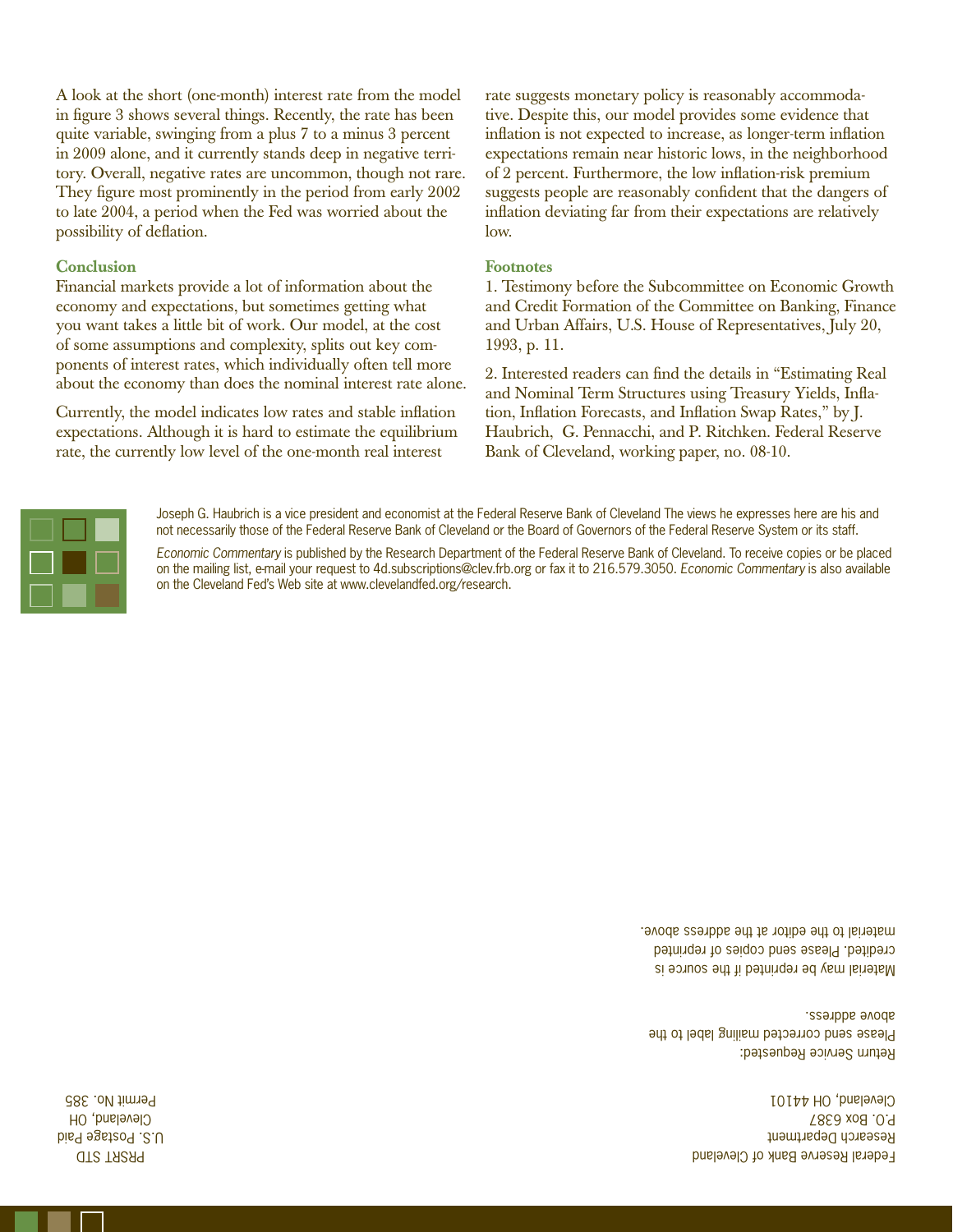A look at the short (one-month) interest rate from the model in figure 3 shows several things. Recently, the rate has been quite variable, swinging from a plus 7 to a minus 3 percent in 2009 alone, and it currently stands deep in negative territory. Overall, negative rates are uncommon, though not rare. They figure most prominently in the period from early 2002 to late 2004, a period when the Fed was worried about the possibility of deflation.

### Conclusion

Financial markets provide a lot of information about the economy and expectations, but sometimes getting what you want takes a little bit of work. Our model, at the cost of some assumptions and complexity, splits out key components of interest rates, which individually often tell more about the economy than does the nominal interest rate alone.

Currently, the model indicates low rates and stable inflation expectations. Although it is hard to estimate the equilibrium rate, the currently low level of the one-month real interest rate suggests monetary policy is reasonably accommodative. Despite this, our model provides some evidence that inflation is not expected to increase, as longer-term inflation expectations remain near historic lows, in the neighborhood of 2 percent. Furthermore, the low inflation-risk premium suggests people are reasonably confident that the dangers of inflation deviating far from their expectations are relatively low.

### Footnotes

1. Testimony before the Subcommittee on Economic Growth and Credit Formation of the Committee on Banking, Finance and Urban Affairs, U.S. House of Representatives, July 20, 1993, p. 11.

2. Interested readers can find the details in "Estimating Real and Nominal Term Structures using Treasury Yields, Inflation, Inflation Forecasts, and Inflation Swap Rates," by J. Haubrich, G. Pennacchi, and P. Ritchken. Federal Reserve Bank of Cleveland, working paper, no. 08-10.

Joseph G. Haubrich is a vice president and economist at the Federal Reserve Bank of Cleveland The views he expresses here are his and not necessarily those of the Federal Reserve Bank of Cleveland or the Board of Governors of the Federal Reserve System or its staff.

*Economic Commentary* is published by the Research Department of the Federal Reserve Bank of Cleveland. To receive copies or be placed on the mailing list, e-mail your request to 4d.subscriptions@clev.frb.org or fax it to 216.579.3050. *Economic Commentary* is also available on the Cleveland Fed's Web site at www.clevelandfed.org/research.

Federal Reserve Bank of Cleveland
Research Department
P.O. Box 6387
Cleveland, OH 44101

Return Service Requested:
Please send corrected mailing label to the above address.

Material may be reprinted if the source is credited. Please send copies of reprinted material to the editor at the address above.

PRSRT STD
U.S. Postage Paid
Cleveland, OH
Permit No. 385